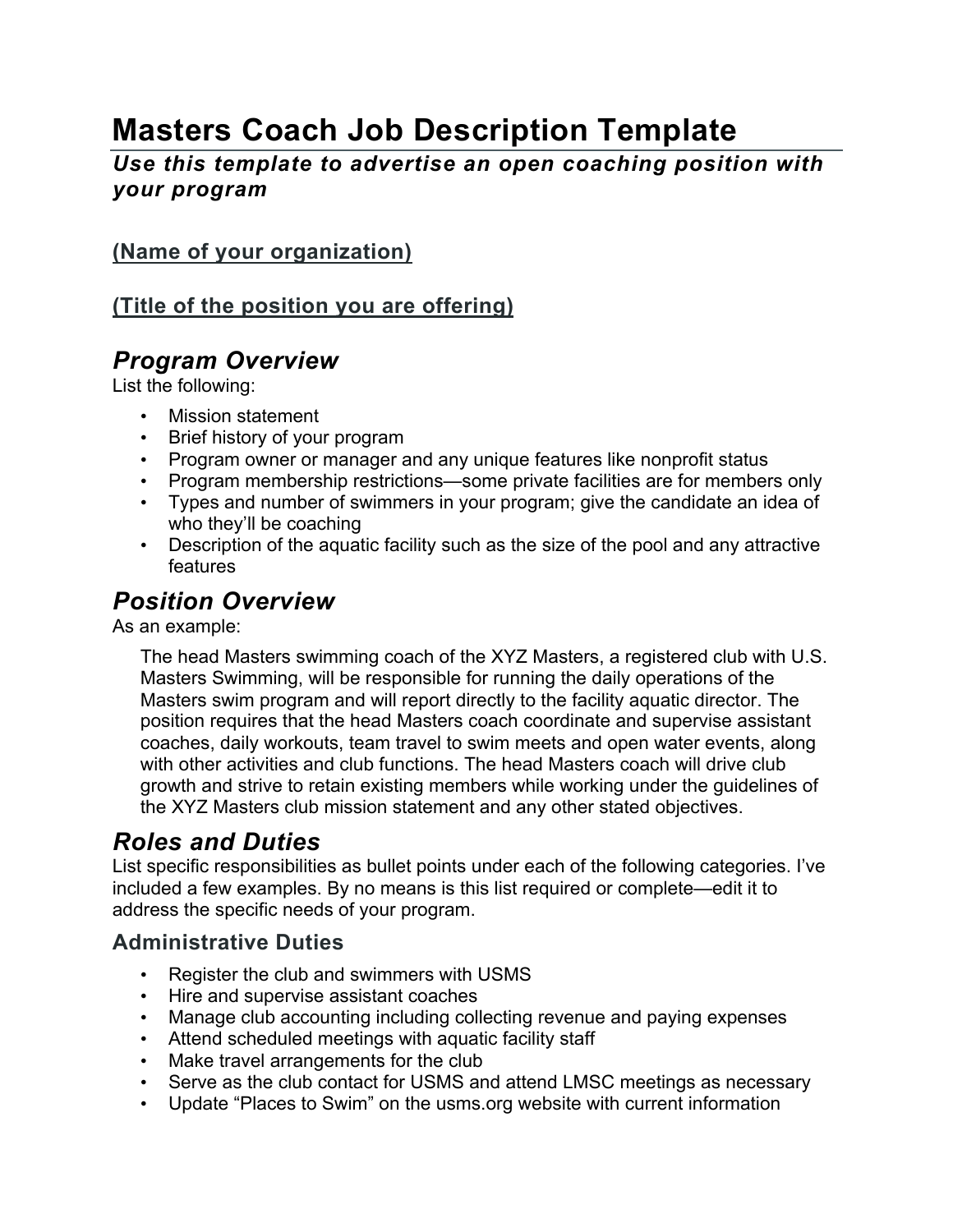# Masters Coach Job Description Template

***Use this template to advertise an open coaching position with your program***

**(Name of your organization)**

**(Title of the position you are offering)**

## *Program Overview*

List the following:

- Mission statement
- Brief history of your program
- Program owner or manager and any unique features like nonprofit status
- Program membership restrictions—some private facilities are for members only
- Types and number of swimmers in your program; give the candidate an idea of who they'll be coaching
- Description of the aquatic facility such as the size of the pool and any attractive features

## *Position Overview*

As an example:

> The head Masters swimming coach of the XYZ Masters, a registered club with U.S. Masters Swimming, will be responsible for running the daily operations of the Masters swim program and will report directly to the facility aquatic director. The position requires that the head Masters coach coordinate and supervise assistant coaches, daily workouts, team travel to swim meets and open water events, along with other activities and club functions. The head Masters coach will drive club growth and strive to retain existing members while working under the guidelines of the XYZ Masters club mission statement and any other stated objectives.

## *Roles and Duties*

List specific responsibilities as bullet points under each of the following categories. I've included a few examples. By no means is this list required or complete—edit it to address the specific needs of your program.

### Administrative Duties

- Register the club and swimmers with USMS
- Hire and supervise assistant coaches
- Manage club accounting including collecting revenue and paying expenses
- Attend scheduled meetings with aquatic facility staff
- Make travel arrangements for the club
- Serve as the club contact for USMS and attend LMSC meetings as necessary
- Update "Places to Swim" on the usms.org website with current information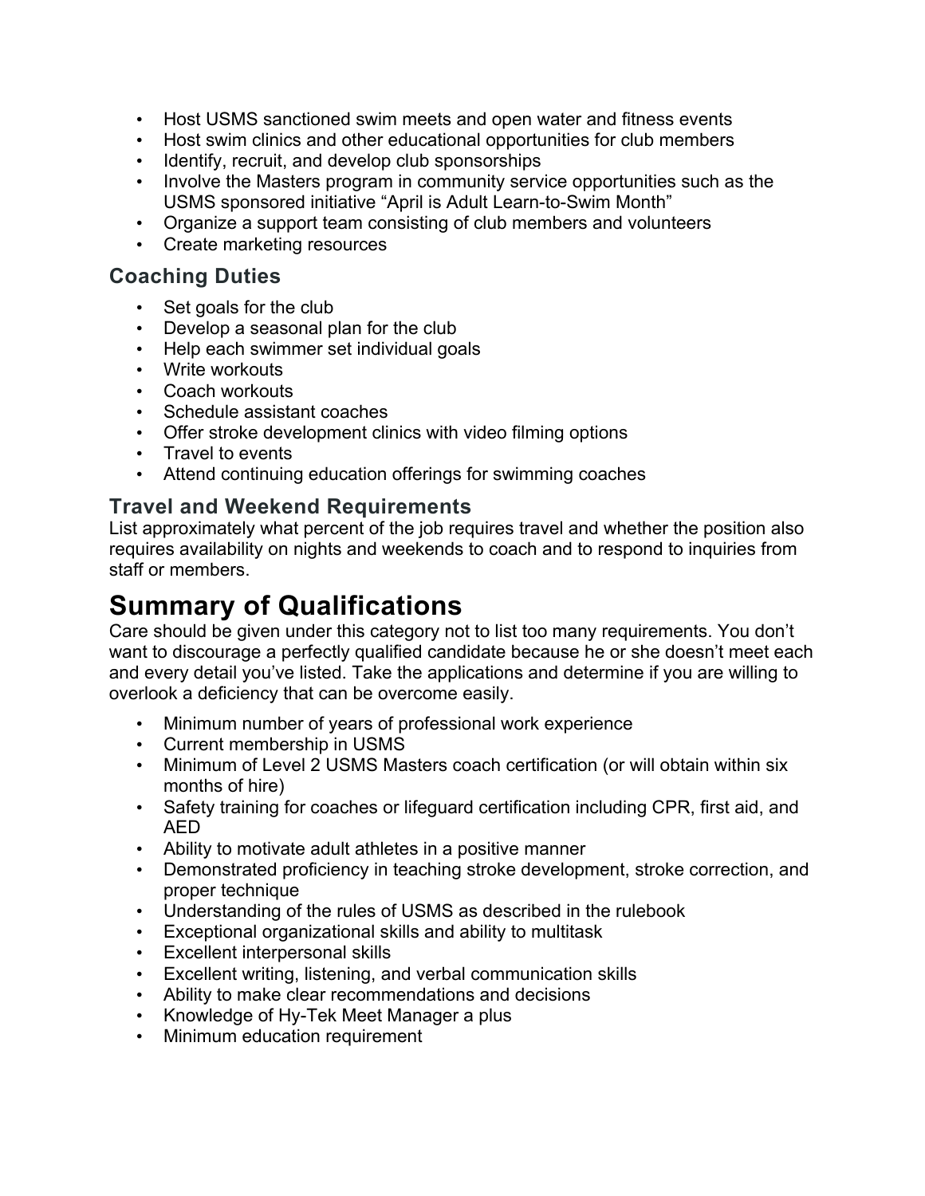- Host USMS sanctioned swim meets and open water and fitness events
- Host swim clinics and other educational opportunities for club members
- Identify, recruit, and develop club sponsorships
- Involve the Masters program in community service opportunities such as the USMS sponsored initiative “April is Adult Learn-to-Swim Month”
- Organize a support team consisting of club members and volunteers
- Create marketing resources

### Coaching Duties

- Set goals for the club
- Develop a seasonal plan for the club
- Help each swimmer set individual goals
- Write workouts
- Coach workouts
- Schedule assistant coaches
- Offer stroke development clinics with video filming options
- Travel to events
- Attend continuing education offerings for swimming coaches

### Travel and Weekend Requirements

List approximately what percent of the job requires travel and whether the position also requires availability on nights and weekends to coach and to respond to inquiries from staff or members.

# Summary of Qualifications

Care should be given under this category not to list too many requirements. You don’t want to discourage a perfectly qualified candidate because he or she doesn’t meet each and every detail you’ve listed. Take the applications and determine if you are willing to overlook a deficiency that can be overcome easily.

- Minimum number of years of professional work experience
- Current membership in USMS
- Minimum of Level 2 USMS Masters coach certification (or will obtain within six months of hire)
- Safety training for coaches or lifeguard certification including CPR, first aid, and AED
- Ability to motivate adult athletes in a positive manner
- Demonstrated proficiency in teaching stroke development, stroke correction, and proper technique
- Understanding of the rules of USMS as described in the rulebook
- Exceptional organizational skills and ability to multitask
- Excellent interpersonal skills
- Excellent writing, listening, and verbal communication skills
- Ability to make clear recommendations and decisions
- Knowledge of Hy-Tek Meet Manager a plus
- Minimum education requirement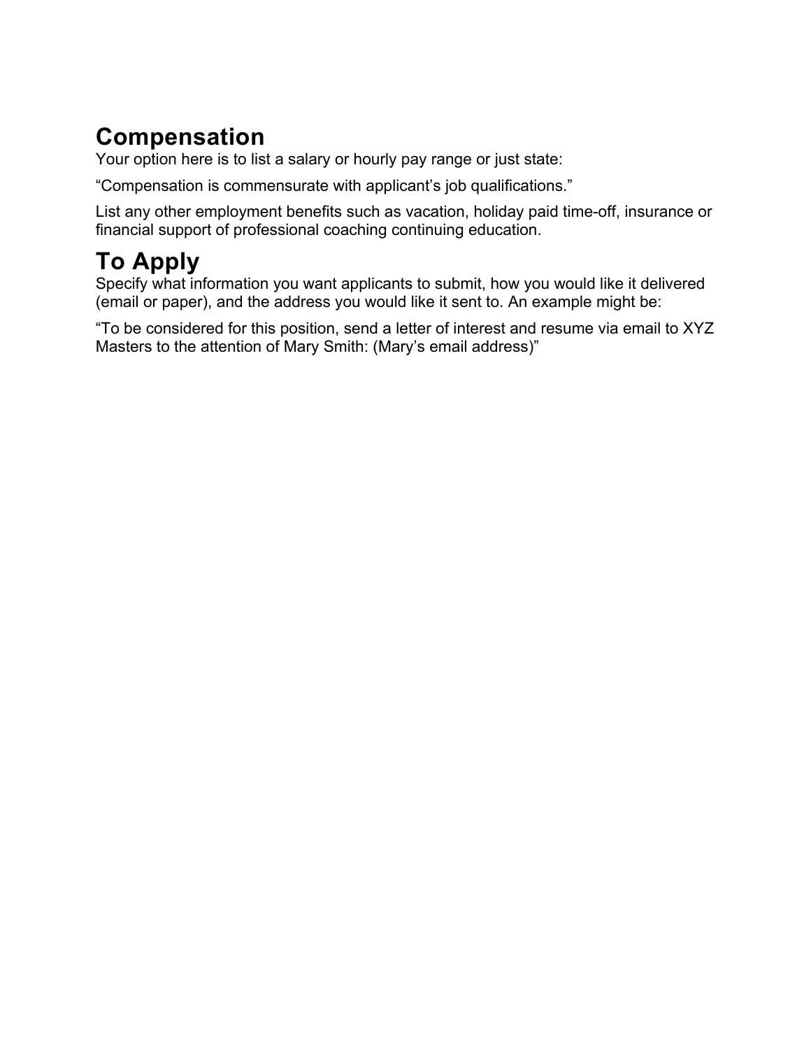## Compensation

Your option here is to list a salary or hourly pay range or just state:

“Compensation is commensurate with applicant’s job qualifications.”

List any other employment benefits such as vacation, holiday paid time-off, insurance or financial support of professional coaching continuing education.

## To Apply

Specify what information you want applicants to submit, how you would like it delivered (email or paper), and the address you would like it sent to. An example might be:

“To be considered for this position, send a letter of interest and resume via email to XYZ Masters to the attention of Mary Smith: (Mary’s email address)”